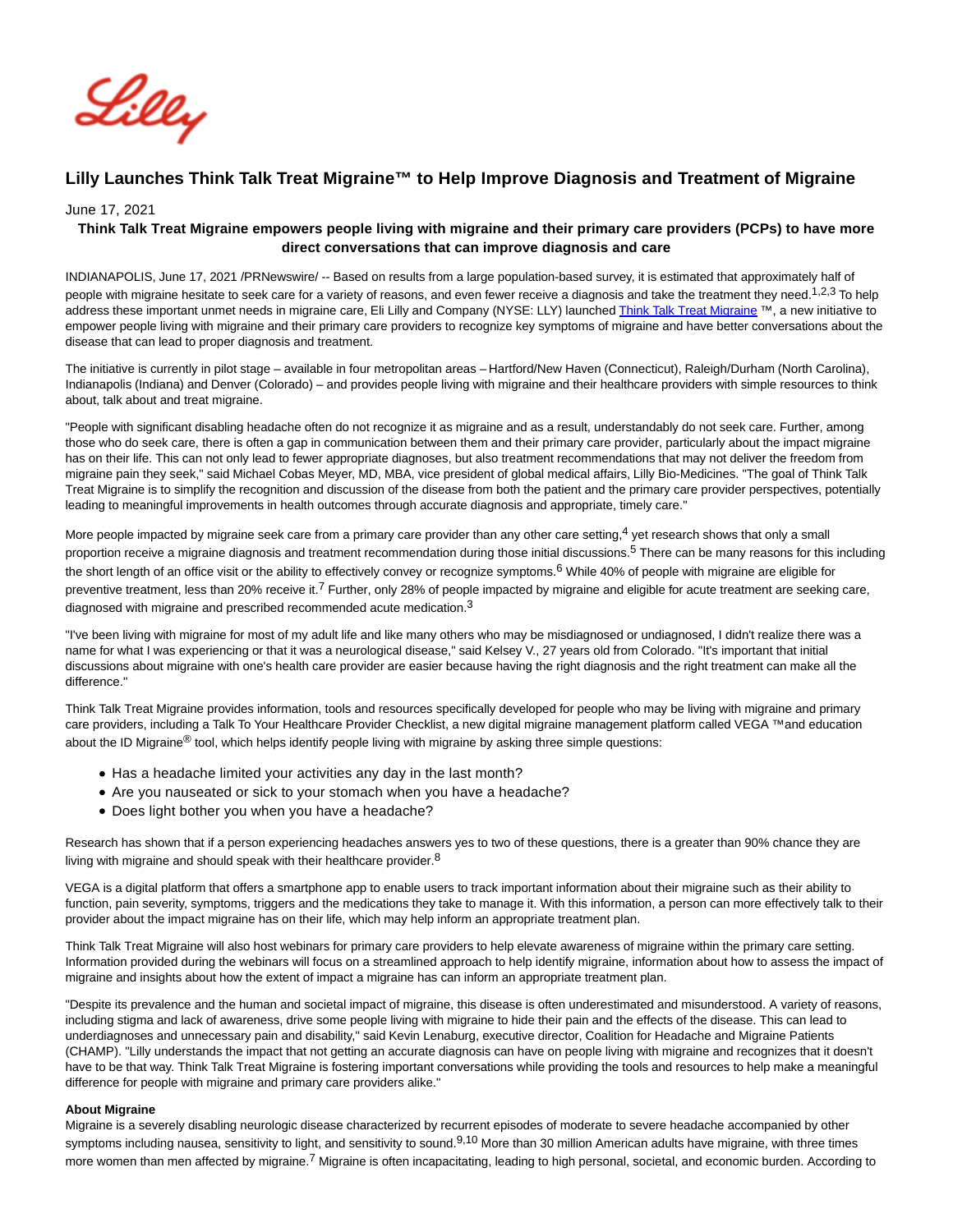# Lilly Launches Think Talk Treat Migraine™ to Help Improve Diagnosis and Treatment of Migraine

June 17, 2021

**Think Talk Treat Migraine empowers people living with migraine and their primary care providers (PCPs) to have more direct conversations that can improve diagnosis and care**

INDIANAPOLIS, June 17, 2021 /PRNewswire/ -- Based on results from a large population-based survey, it is estimated that approximately half of people with migraine hesitate to seek care for a variety of reasons, and even fewer receive a diagnosis and take the treatment they need.[1,2,3] To help address these important unmet needs in migraine care, Eli Lilly and Company (NYSE: LLY) launched Think Talk Treat Migraine ™, a new initiative to empower people living with migraine and their primary care providers to recognize key symptoms of migraine and have better conversations about the disease that can lead to proper diagnosis and treatment.

The initiative is currently in pilot stage – available in four metropolitan areas – Hartford/New Haven (Connecticut), Raleigh/Durham (North Carolina), Indianapolis (Indiana) and Denver (Colorado) – and provides people living with migraine and their healthcare providers with simple resources to think about, talk about and treat migraine.

"People with significant disabling headache often do not recognize it as migraine and as a result, understandably do not seek care. Further, among those who do seek care, there is often a gap in communication between them and their primary care provider, particularly about the impact migraine has on their life. This can not only lead to fewer appropriate diagnoses, but also treatment recommendations that may not deliver the freedom from migraine pain they seek," said Michael Cobas Meyer, MD, MBA, vice president of global medical affairs, Lilly Bio-Medicines. "The goal of Think Talk Treat Migraine is to simplify the recognition and discussion of the disease from both the patient and the primary care provider perspectives, potentially leading to meaningful improvements in health outcomes through accurate diagnosis and appropriate, timely care."

More people impacted by migraine seek care from a primary care provider than any other care setting,[4] yet research shows that only a small proportion receive a migraine diagnosis and treatment recommendation during those initial discussions.[5] There can be many reasons for this including the short length of an office visit or the ability to effectively convey or recognize symptoms.[6] While 40% of people with migraine are eligible for preventive treatment, less than 20% receive it.[7] Further, only 28% of people impacted by migraine and eligible for acute treatment are seeking care, diagnosed with migraine and prescribed recommended acute medication.[3]

"I've been living with migraine for most of my adult life and like many others who may be misdiagnosed or undiagnosed, I didn't realize there was a name for what I was experiencing or that it was a neurological disease," said Kelsey V., 27 years old from Colorado. "It's important that initial discussions about migraine with one's health care provider are easier because having the right diagnosis and the right treatment can make all the difference."

Think Talk Treat Migraine provides information, tools and resources specifically developed for people who may be living with migraine and primary care providers, including a Talk To Your Healthcare Provider Checklist, a new digital migraine management platform called VEGA ™and education about the ID Migraine® tool, which helps identify people living with migraine by asking three simple questions:

- Has a headache limited your activities any day in the last month?
- Are you nauseated or sick to your stomach when you have a headache?
- Does light bother you when you have a headache?

Research has shown that if a person experiencing headaches answers yes to two of these questions, there is a greater than 90% chance they are living with migraine and should speak with their healthcare provider.[8]

VEGA is a digital platform that offers a smartphone app to enable users to track important information about their migraine such as their ability to function, pain severity, symptoms, triggers and the medications they take to manage it. With this information, a person can more effectively talk to their provider about the impact migraine has on their life, which may help inform an appropriate treatment plan.

Think Talk Treat Migraine will also host webinars for primary care providers to help elevate awareness of migraine within the primary care setting. Information provided during the webinars will focus on a streamlined approach to help identify migraine, information about how to assess the impact of migraine and insights about how the extent of impact a migraine has can inform an appropriate treatment plan.

"Despite its prevalence and the human and societal impact of migraine, this disease is often underestimated and misunderstood. A variety of reasons, including stigma and lack of awareness, drive some people living with migraine to hide their pain and the effects of the disease. This can lead to underdiagnoses and unnecessary pain and disability," said Kevin Lenaburg, executive director, Coalition for Headache and Migraine Patients (CHAMP). "Lilly understands the impact that not getting an accurate diagnosis can have on people living with migraine and recognizes that it doesn't have to be that way. Think Talk Treat Migraine is fostering important conversations while providing the tools and resources to help make a meaningful difference for people with migraine and primary care providers alike."

**About Migraine**

Migraine is a severely disabling neurologic disease characterized by recurrent episodes of moderate to severe headache accompanied by other symptoms including nausea, sensitivity to light, and sensitivity to sound.[9,10] More than 30 million American adults have migraine, with three times more women than men affected by migraine.[7] Migraine is often incapacitating, leading to high personal, societal, and economic burden. According to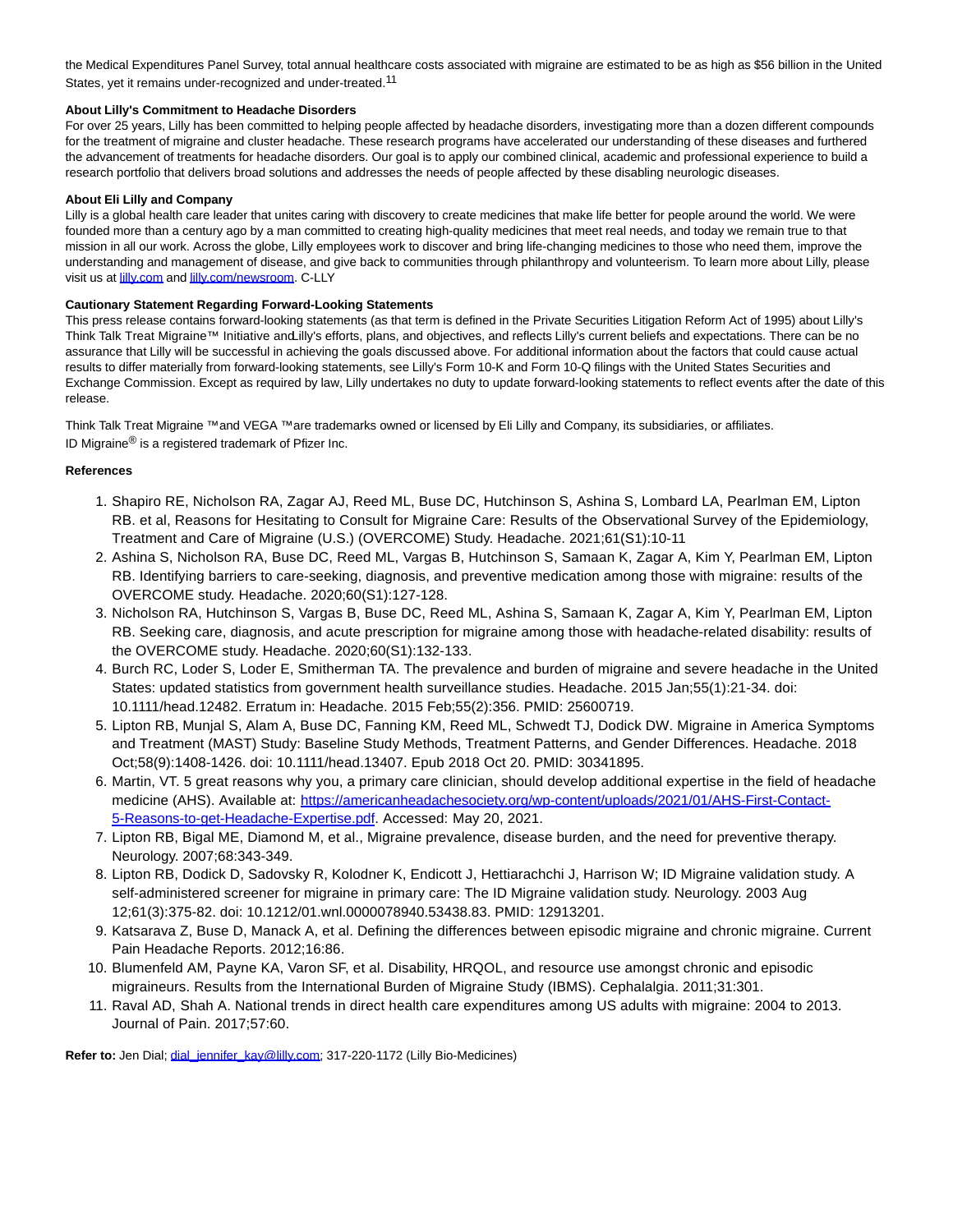the Medical Expenditures Panel Survey, total annual healthcare costs associated with migraine are estimated to be as high as $56 billion in the United States, yet it remains under-recognized and under-treated.[11]

**About Lilly's Commitment to Headache Disorders**

For over 25 years, Lilly has been committed to helping people affected by headache disorders, investigating more than a dozen different compounds for the treatment of migraine and cluster headache. These research programs have accelerated our understanding of these diseases and furthered the advancement of treatments for headache disorders. Our goal is to apply our combined clinical, academic and professional experience to build a research portfolio that delivers broad solutions and addresses the needs of people affected by these disabling neurologic diseases.

**About Eli Lilly and Company**

Lilly is a global health care leader that unites caring with discovery to create medicines that make life better for people around the world. We were founded more than a century ago by a man committed to creating high-quality medicines that meet real needs, and today we remain true to that mission in all our work. Across the globe, Lilly employees work to discover and bring life-changing medicines to those who need them, improve the understanding and management of disease, and give back to communities through philanthropy and volunteerism. To learn more about Lilly, please visit us at [lilly.com](lilly.com) and [lilly.com/newsroom](lilly.com/newsroom). C-LLY

**Cautionary Statement Regarding Forward-Looking Statements**

This press release contains forward-looking statements (as that term is defined in the Private Securities Litigation Reform Act of 1995) about Lilly's Think Talk Treat Migraine™ Initiative and Lilly's efforts, plans, and objectives, and reflects Lilly's current beliefs and expectations. There can be no assurance that Lilly will be successful in achieving the goals discussed above. For additional information about the factors that could cause actual results to differ materially from forward-looking statements, see Lilly's Form 10-K and Form 10-Q filings with the United States Securities and Exchange Commission. Except as required by law, Lilly undertakes no duty to update forward-looking statements to reflect events after the date of this release.

Think Talk Treat Migraine ™and VEGA ™are trademarks owned or licensed by Eli Lilly and Company, its subsidiaries, or affiliates.
ID Migraine® is a registered trademark of Pfizer Inc.

**References**

1. Shapiro RE, Nicholson RA, Zagar AJ, Reed ML, Buse DC, Hutchinson S, Ashina S, Lombard LA, Pearlman EM, Lipton RB. et al, Reasons for Hesitating to Consult for Migraine Care: Results of the Observational Survey of the Epidemiology, Treatment and Care of Migraine (U.S.) (OVERCOME) Study. Headache. 2021;61(S1):10-11
2. Ashina S, Nicholson RA, Buse DC, Reed ML, Vargas B, Hutchinson S, Samaan K, Zagar A, Kim Y, Pearlman EM, Lipton RB. Identifying barriers to care-seeking, diagnosis, and preventive medication among those with migraine: results of the OVERCOME study. Headache. 2020;60(S1):127-128.
3. Nicholson RA, Hutchinson S, Vargas B, Buse DC, Reed ML, Ashina S, Samaan K, Zagar A, Kim Y, Pearlman EM, Lipton RB. Seeking care, diagnosis, and acute prescription for migraine among those with headache-related disability: results of the OVERCOME study. Headache. 2020;60(S1):132-133.
4. Burch RC, Loder S, Loder E, Smitherman TA. The prevalence and burden of migraine and severe headache in the United States: updated statistics from government health surveillance studies. Headache. 2015 Jan;55(1):21-34. doi: 10.1111/head.12482. Erratum in: Headache. 2015 Feb;55(2):356. PMID: 25600719.
5. Lipton RB, Munjal S, Alam A, Buse DC, Fanning KM, Reed ML, Schwedt TJ, Dodick DW. Migraine in America Symptoms and Treatment (MAST) Study: Baseline Study Methods, Treatment Patterns, and Gender Differences. Headache. 2018 Oct;58(9):1408-1426. doi: 10.1111/head.13407. Epub 2018 Oct 20. PMID: 30341895.
6. Martin, VT. 5 great reasons why you, a primary care clinician, should develop additional expertise in the field of headache medicine (AHS). Available at: [https://americanheadachesociety.org/wp-content/uploads/2021/01/AHS-First-Contact-5-Reasons-to-get-Headache-Expertise.pdf](https://americanheadachesociety.org/wp-content/uploads/2021/01/AHS-First-Contact-5-Reasons-to-get-Headache-Expertise.pdf). Accessed: May 20, 2021.
7. Lipton RB, Bigal ME, Diamond M, et al., Migraine prevalence, disease burden, and the need for preventive therapy. Neurology. 2007;68:343-349.
8. Lipton RB, Dodick D, Sadovsky R, Kolodner K, Endicott J, Hettiarachchi J, Harrison W; ID Migraine validation study. A self-administered screener for migraine in primary care: The ID Migraine validation study. Neurology. 2003 Aug 12;61(3):375-82. doi: 10.1212/01.wnl.0000078940.53438.83. PMID: 12913201.
9. Katsarava Z, Buse D, Manack A, et al. Defining the differences between episodic migraine and chronic migraine. Current Pain Headache Reports. 2012;16:86.
10. Blumenfeld AM, Payne KA, Varon SF, et al. Disability, HRQOL, and resource use amongst chronic and episodic migraineurs. Results from the International Burden of Migraine Study (IBMS). Cephalalgia. 2011;31:301.
11. Raval AD, Shah A. National trends in direct health care expenditures among US adults with migraine: 2004 to 2013. Journal of Pain. 2017;57:60.

**Refer to:** Jen Dial; [dial_jennifer_kay@lilly.com](mailto:dial_jennifer_kay@lilly.com); 317-220-1172 (Lilly Bio-Medicines)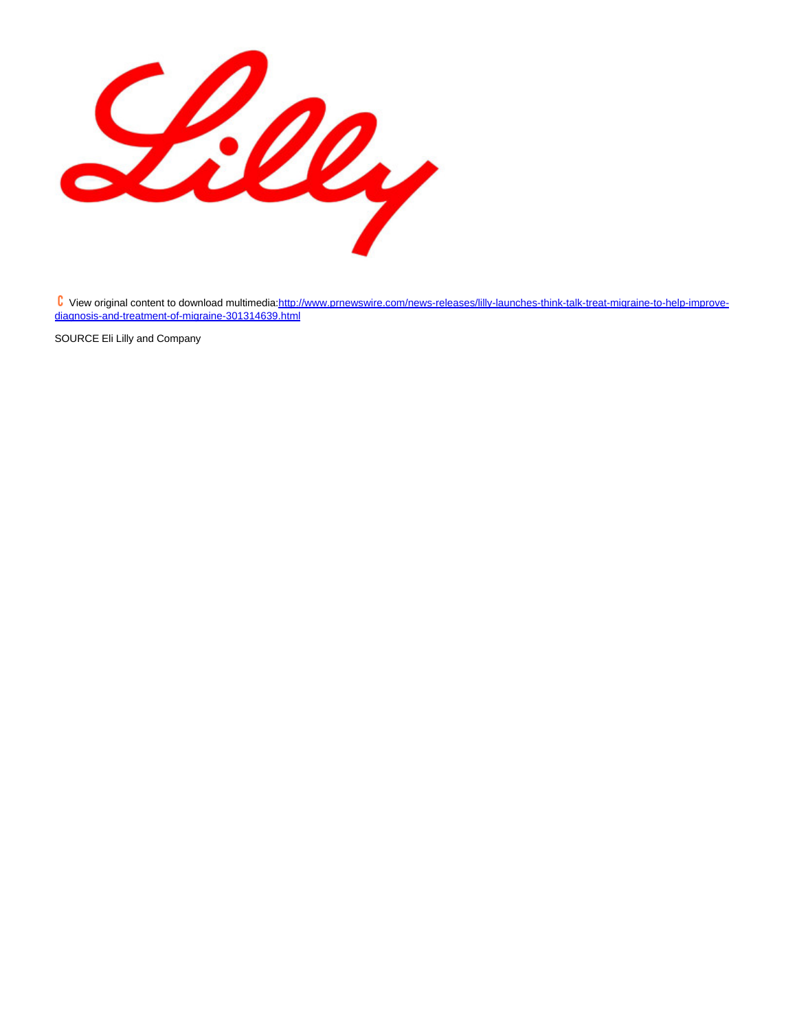View original content to download multimedia:[http://www.prnewswire.com/news-releases/lilly-launches-think-talk-treat-migraine-to-help-improve-diagnosis-and-treatment-of-migraine-301314639.html](http://www.prnewswire.com/news-releases/lilly-launches-think-talk-treat-migraine-to-help-improve-diagnosis-and-treatment-of-migraine-301314639.html)

SOURCE Eli Lilly and Company